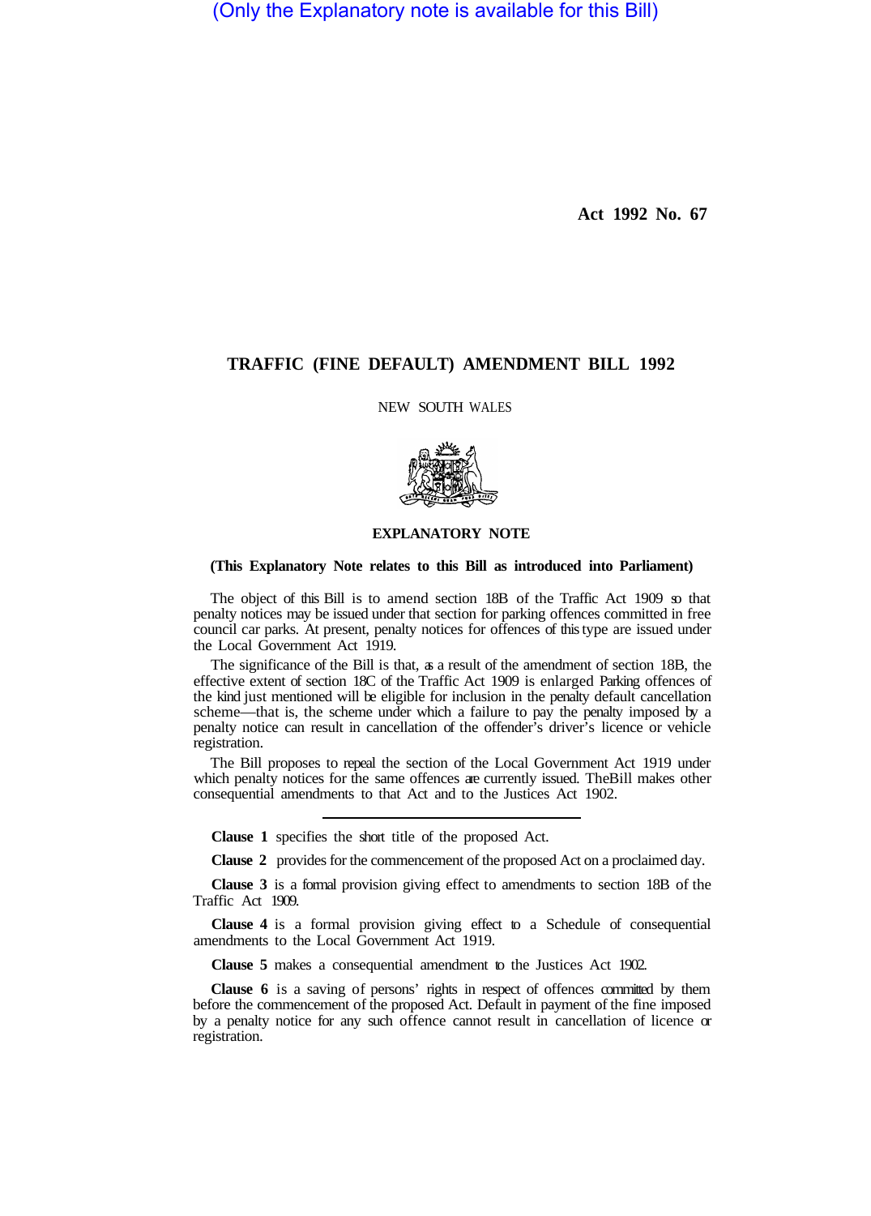(Only the Explanatory note is available for this Bill)

**Act 1992 No. 67**

# TRAFFIC (FINE DEFAULT) AMENDMENT BILL 1992

NEW SOUTH WALES

## EXPLANATORY NOTE

**(This Explanatory Note relates to this Bill as introduced into Parliament)**

The object of this Bill is to amend section 18B of the Traffic Act 1909 so that penalty notices may be issued under that section for parking offences committed in free council car parks. At present, penalty notices for offences of this type are issued under the Local Government Act 1919.

The significance of the Bill is that, as a result of the amendment of section 18B, the effective extent of section 18C of the Traffic Act 1909 is enlarged Parking offences of the kind just mentioned will be eligible for inclusion in the penalty default cancellation scheme—that is, the scheme under which a failure to pay the penalty imposed by a penalty notice can result in cancellation of the offender's driver's licence or vehicle registration.

The Bill proposes to repeal the section of the Local Government Act 1919 under which penalty notices for the same offences are currently issued. TheBill makes other consequential amendments to that Act and to the Justices Act 1902.

---

**Clause 1** specifies the short title of the proposed Act.

**Clause 2** provides for the commencement of the proposed Act on a proclaimed day.

**Clause 3** is a formal provision giving effect to amendments to section 18B of the Traffic Act 1909.

**Clause 4** is a formal provision giving effect to a Schedule of consequential amendments to the Local Government Act 1919.

**Clause 5** makes a consequential amendment to the Justices Act 1902.

**Clause 6** is a saving of persons' rights in respect of offences committed by them before the commencement of the proposed Act. Default in payment of the fine imposed by a penalty notice for any such offence cannot result in cancellation of licence or registration.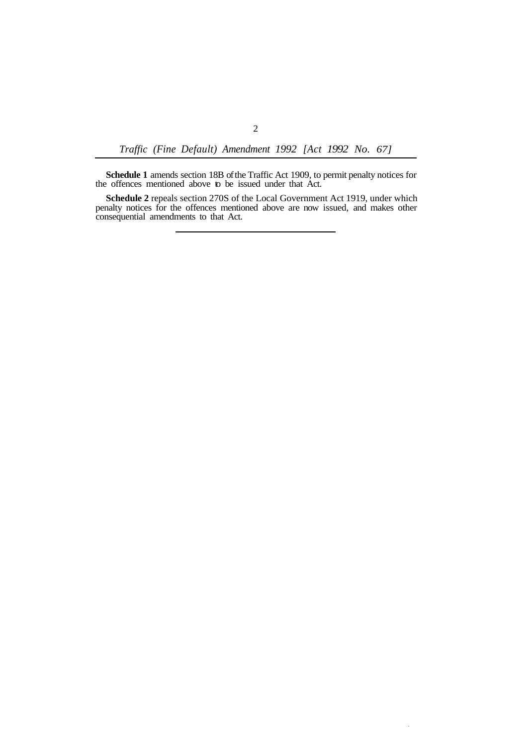**Schedule 1** amends section 18B of the Traffic Act 1909, to permit penalty notices for the offences mentioned above to be issued under that Act.

**Schedule 2** repeals section 270S of the Local Government Act 1919, under which penalty notices for the offences mentioned above are now issued, and makes other consequential amendments to that Act.